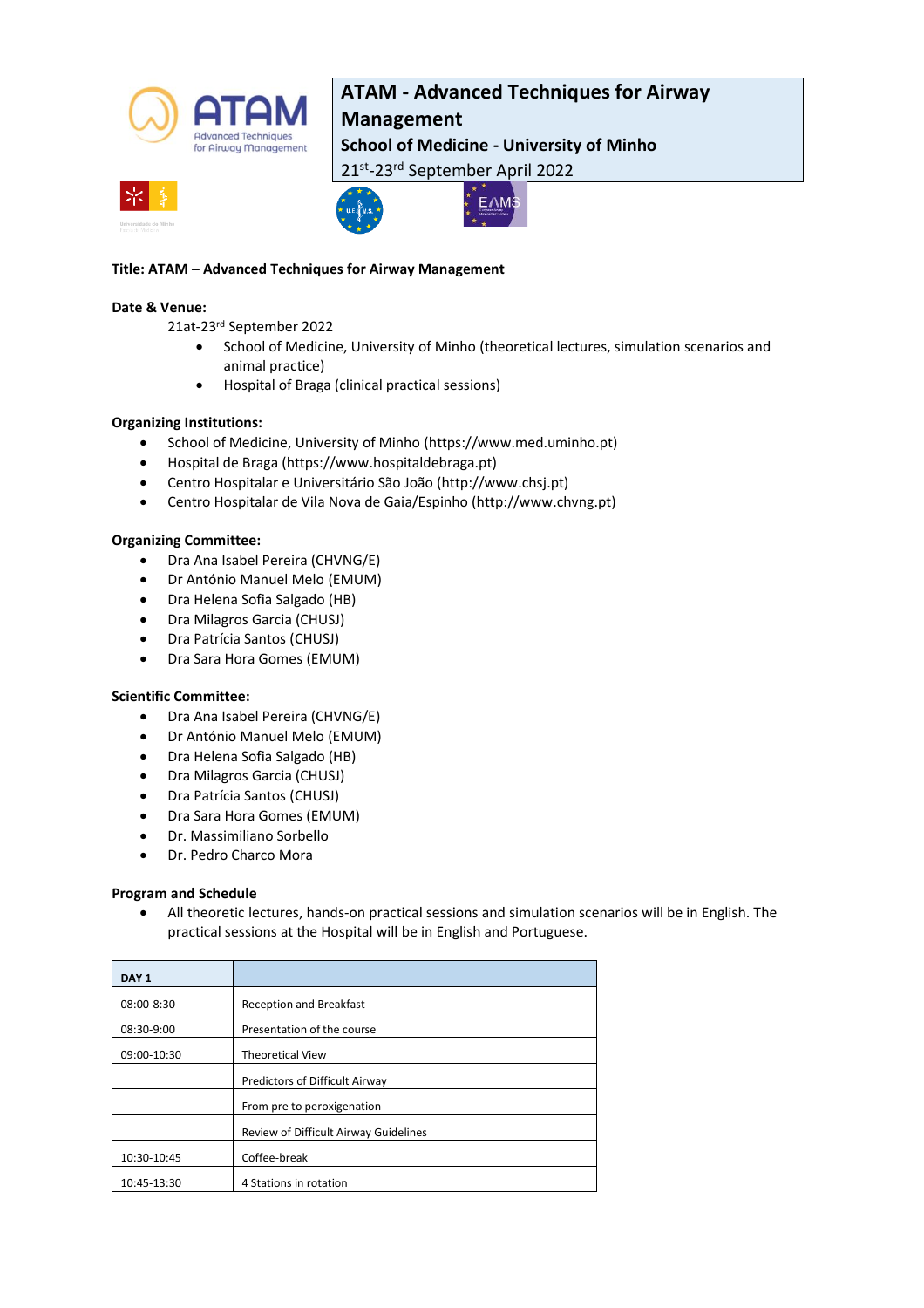# ATAM - Advanced Techniques for Airway Management

## School of Medicine - University of Minho

21st-23rd September April 2022

**Title: ATAM – Advanced Techniques for Airway Management**

**Date & Venue:**

21at-23rd September 2022

- School of Medicine, University of Minho (theoretical lectures, simulation scenarios and animal practice)
- Hospital of Braga (clinical practical sessions)

**Organizing Institutions:**

- School of Medicine, University of Minho (https://www.med.uminho.pt)
- Hospital de Braga (https://www.hospitaldebraga.pt)
- Centro Hospitalar e Universitário São João (http://www.chsj.pt)
- Centro Hospitalar de Vila Nova de Gaia/Espinho (http://www.chvng.pt)

**Organizing Committee:**

- Dra Ana Isabel Pereira (CHVNG/E)
- Dr António Manuel Melo (EMUM)
- Dra Helena Sofia Salgado (HB)
- Dra Milagros Garcia (CHUSJ)
- Dra Patrícia Santos (CHUSJ)
- Dra Sara Hora Gomes (EMUM)

**Scientific Committee:**

- Dra Ana Isabel Pereira (CHVNG/E)
- Dr António Manuel Melo (EMUM)
- Dra Helena Sofia Salgado (HB)
- Dra Milagros Garcia (CHUSJ)
- Dra Patrícia Santos (CHUSJ)
- Dra Sara Hora Gomes (EMUM)
- Dr. Massimiliano Sorbello
- Dr. Pedro Charco Mora

**Program and Schedule**

- All theoretic lectures, hands-on practical sessions and simulation scenarios will be in English. The practical sessions at the Hospital will be in English and Portuguese.

| DAY 1 | |
|---|---|
| 08:00-8:30 | Reception and Breakfast |
| 08:30-9:00 | Presentation of the course |
| 09:00-10:30 | Theoretical View |
| | Predictors of Difficult Airway |
| | From pre to peroxigenation |
| | Review of Difficult Airway Guidelines |
| 10:30-10:45 | Coffee-break |
| 10:45-13:30 | 4 Stations in rotation |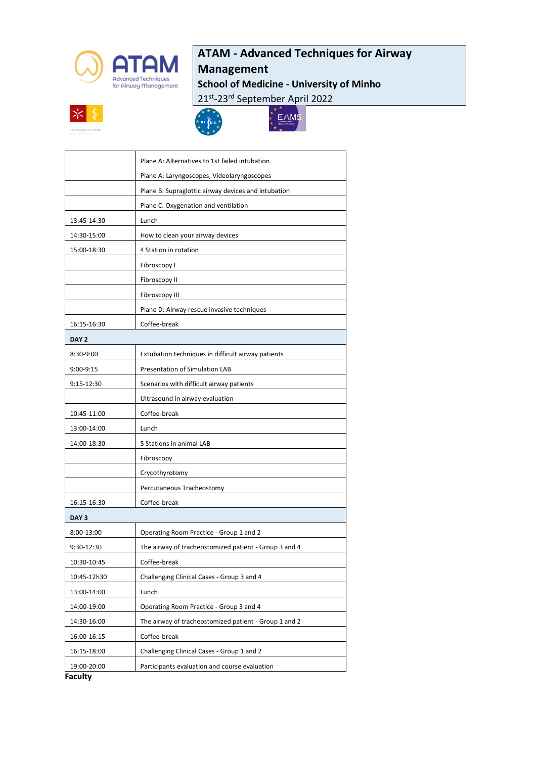# ATAM - Advanced Techniques for Airway Management

## School of Medicine - University of Minho

21st-23rd September April 2022

| | |
|---|---|
| | Plane A: Alternatives to 1st failed intubation |
| | Plane A: Laryngoscopes, Videolaryngoscopes |
| | Plane B: Supraglottic airway devices and intubation |
| | Plane C: Oxygenation and ventilation |
| 13:45-14:30 | Lunch |
| 14:30-15:00 | How to clean your airway devices |
| 15:00-18:30 | 4 Station in rotation |
| | Fibroscopy I |
| | Fibroscopy II |
| | Fibroscopy III |
| | Plane D: Airway rescue invasive techniques |
| 16:15-16:30 | Coffee-break |
| **DAY 2** | |
| 8:30-9:00 | Extubation techniques in difficult airway patients |
| 9:00-9:15 | Presentation of Simulation LAB |
| 9:15-12:30 | Scenarios with difficult airway patients |
| | Ultrasound in airway evaluation |
| 10:45-11:00 | Coffee-break |
| 13:00-14:00 | Lunch |
| 14:00-18:30 | 5 Stations in animal LAB |
| | Fibroscopy |
| | Crycothyrotomy |
| | Percutaneous Tracheostomy |
| 16:15-16:30 | Coffee-break |
| **DAY 3** | |
| 8:00-13:00 | Operating Room Practice - Group 1 and 2 |
| 9:30-12:30 | The airway of tracheostomized patient - Group 3 and 4 |
| 10:30-10:45 | Coffee-break |
| 10:45-12h30 | Challenging Clinical Cases - Group 3 and 4 |
| 13:00-14:00 | Lunch |
| 14:00-19:00 | Operating Room Practice - Group 3 and 4 |
| 14:30-16:00 | The airway of tracheostomized patient - Group 1 and 2 |
| 16:00-16:15 | Coffee-break |
| 16:15-18:00 | Challenging Clinical Cases - Group 1 and 2 |
| 19:00-20:00 | Participants evaluation and course evaluation |

**Faculty**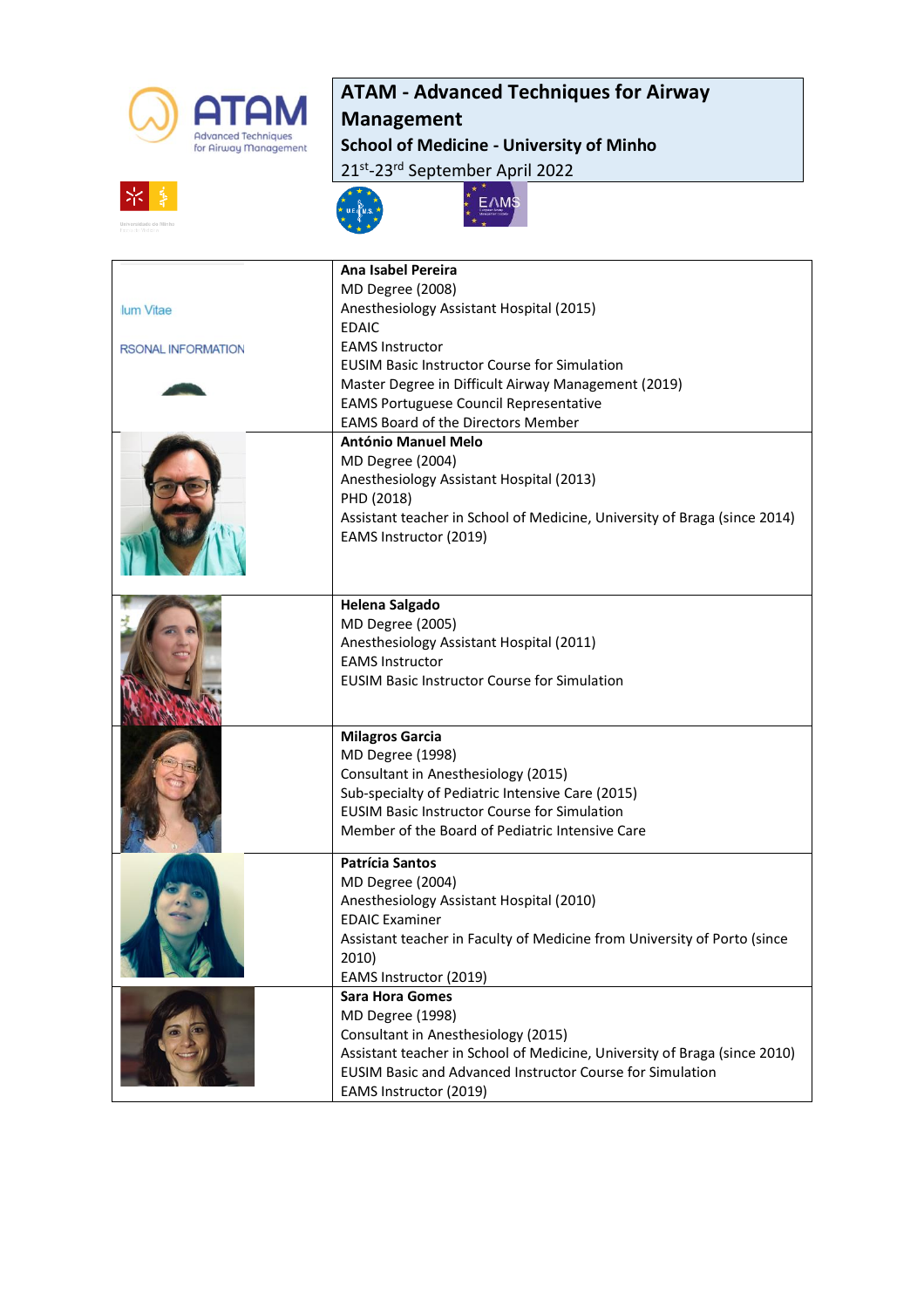# ATAM - Advanced Techniques for Airway Management

## School of Medicine - University of Minho

21st-23rd September April 2022

| | |
|---|---|
| lum Vitae<br><br>RSONAL INFORMATION | **Ana Isabel Pereira**<br>MD Degree (2008)<br>Anesthesiology Assistant Hospital (2015)<br>EDAIC<br>EAMS Instructor<br>EUSIM Basic Instructor Course for Simulation<br>Master Degree in Difficult Airway Management (2019)<br>EAMS Portuguese Council Representative<br>EAMS Board of the Directors Member |
| | **António Manuel Melo**<br>MD Degree (2004)<br>Anesthesiology Assistant Hospital (2013)<br>PHD (2018)<br>Assistant teacher in School of Medicine, University of Braga (since 2014)<br>EAMS Instructor (2019) |
| | **Helena Salgado**<br>MD Degree (2005)<br>Anesthesiology Assistant Hospital (2011)<br>EAMS Instructor<br>EUSIM Basic Instructor Course for Simulation |
| | **Milagros Garcia**<br>MD Degree (1998)<br>Consultant in Anesthesiology (2015)<br>Sub-specialty of Pediatric Intensive Care (2015)<br>EUSIM Basic Instructor Course for Simulation<br>Member of the Board of Pediatric Intensive Care |
| | **Patrícia Santos**<br>MD Degree (2004)<br>Anesthesiology Assistant Hospital (2010)<br>EDAIC Examiner<br>Assistant teacher in Faculty of Medicine from University of Porto (since 2010)<br>EAMS Instructor (2019) |
| | **Sara Hora Gomes**<br>MD Degree (1998)<br>Consultant in Anesthesiology (2015)<br>Assistant teacher in School of Medicine, University of Braga (since 2010)<br>EUSIM Basic and Advanced Instructor Course for Simulation<br>EAMS Instructor (2019) |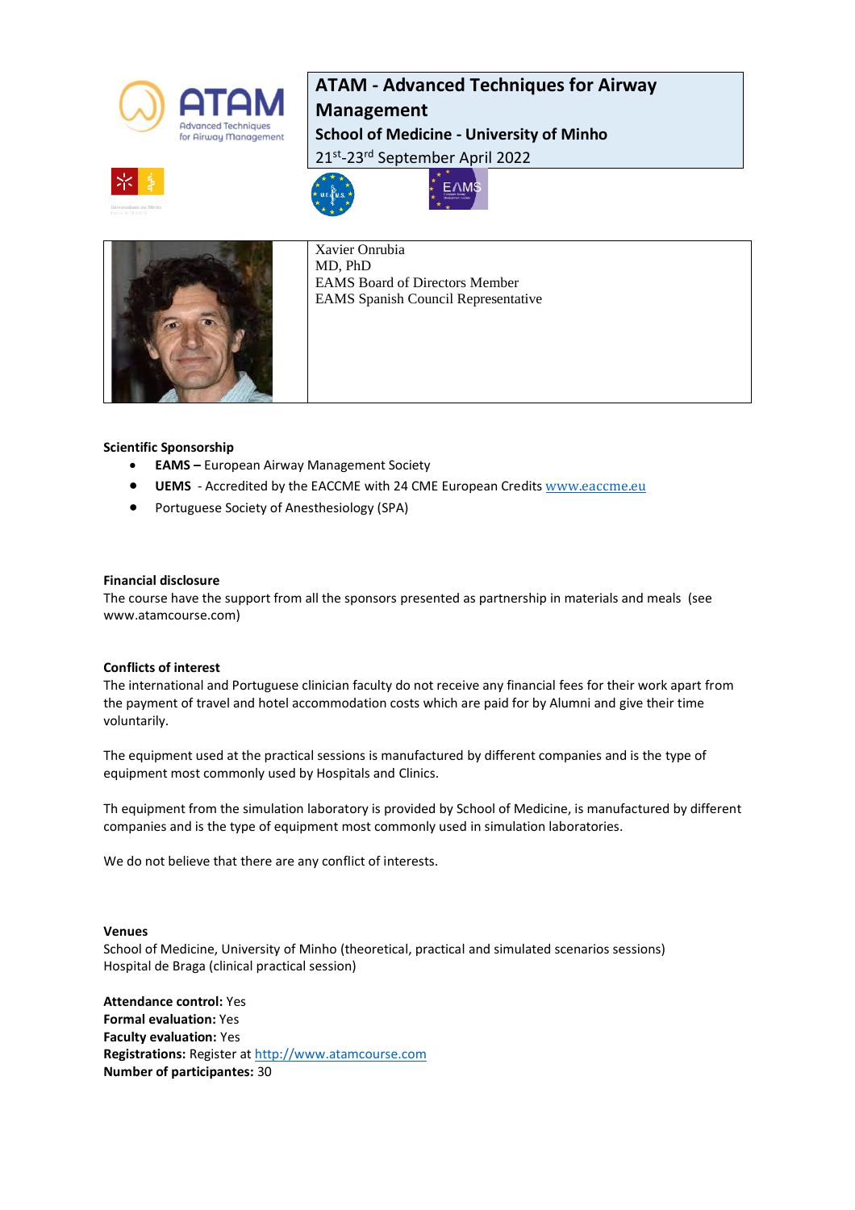**ATAM - Advanced Techniques for Airway Management**
**School of Medicine - University of Minho**
21st-23rd September April 2022

| | |
|---|---|
| | Xavier Onrubia<br>MD, PhD<br>EAMS Board of Directors Member<br>EAMS Spanish Council Representative |

**Scientific Sponsorship**

- **EAMS –** European Airway Management Society
- **UEMS** - Accredited by the EACCME with 24 CME European Credits www.eaccme.eu
- Portuguese Society of Anesthesiology (SPA)

**Financial disclosure**

The course have the support from all the sponsors presented as partnership in materials and meals (see www.atamcourse.com)

**Conflicts of interest**

The international and Portuguese clinician faculty do not receive any financial fees for their work apart from the payment of travel and hotel accommodation costs which are paid for by Alumni and give their time voluntarily.

The equipment used at the practical sessions is manufactured by different companies and is the type of equipment most commonly used by Hospitals and Clinics.

Th equipment from the simulation laboratory is provided by School of Medicine, is manufactured by different companies and is the type of equipment most commonly used in simulation laboratories.

We do not believe that there are any conflict of interests.

**Venues**

School of Medicine, University of Minho (theoretical, practical and simulated scenarios sessions)
Hospital de Braga (clinical practical session)

**Attendance control:** Yes
**Formal evaluation:** Yes
**Faculty evaluation:** Yes
**Registrations:** Register at http://www.atamcourse.com
**Number of participantes:** 30